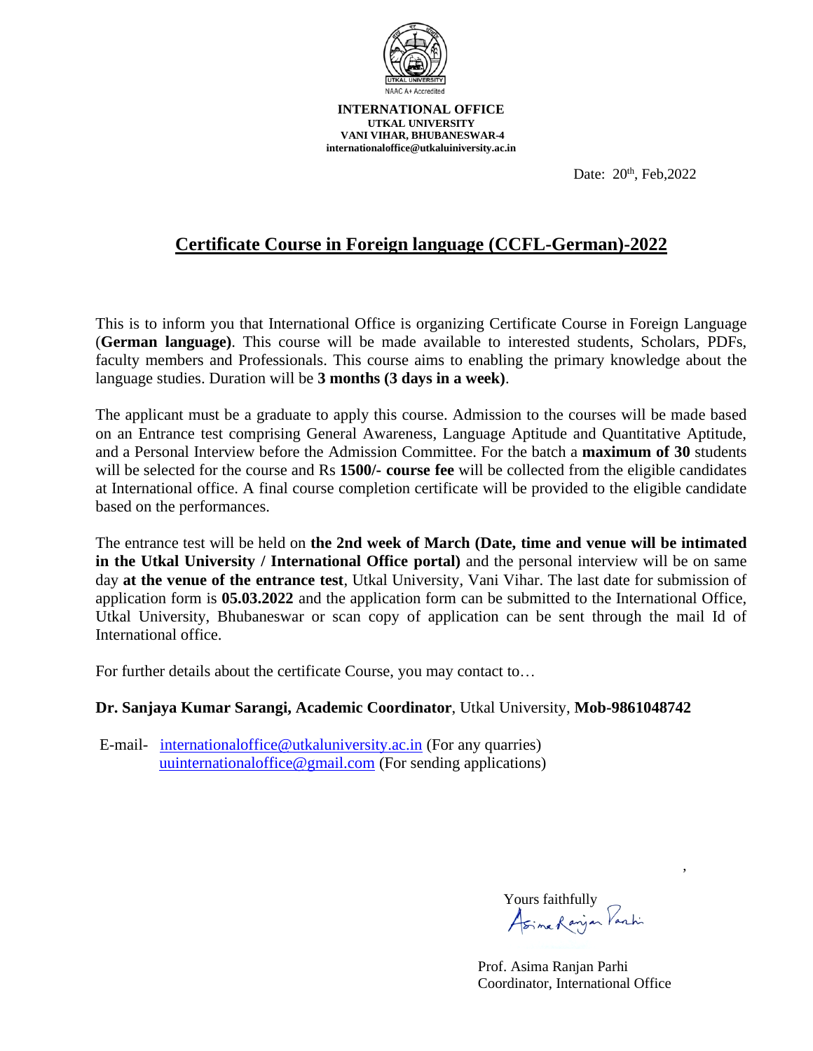NAAC A+ Accredited

**INTERNATIONAL OFFICE**
**UTKAL UNIVERSITY**
**VANI VIHAR, BHUBANESWAR-4**
**internationaloffice@utkaluiniversity.ac.in**

Date: 20th, Feb,2022

# Certificate Course in Foreign language (CCFL-German)-2022

This is to inform you that International Office is organizing Certificate Course in Foreign Language (**German language)**. This course will be made available to interested students, Scholars, PDFs, faculty members and Professionals. This course aims to enabling the primary knowledge about the language studies. Duration will be **3 months (3 days in a week)**.

The applicant must be a graduate to apply this course. Admission to the courses will be made based on an Entrance test comprising General Awareness, Language Aptitude and Quantitative Aptitude, and a Personal Interview before the Admission Committee. For the batch a **maximum of 30** students will be selected for the course and Rs **1500/- course fee** will be collected from the eligible candidates at International office. A final course completion certificate will be provided to the eligible candidate based on the performances.

The entrance test will be held on **the 2nd week of March (Date, time and venue will be intimated in the Utkal University / International Office portal)** and the personal interview will be on same day **at the venue of the entrance test**, Utkal University, Vani Vihar. The last date for submission of application form is **05.03.2022** and the application form can be submitted to the International Office, Utkal University, Bhubaneswar or scan copy of application can be sent through the mail Id of International office.

For further details about the certificate Course, you may contact to…

**Dr. Sanjaya Kumar Sarangi, Academic Coordinator**, Utkal University, **Mob-9861048742**

E-mail- internationaloffice@utkaluniversity.ac.in (For any quarries)
uuinternationaloffice@gmail.com (For sending applications)

Yours faithfully

Prof. Asima Ranjan Parhi
Coordinator, International Office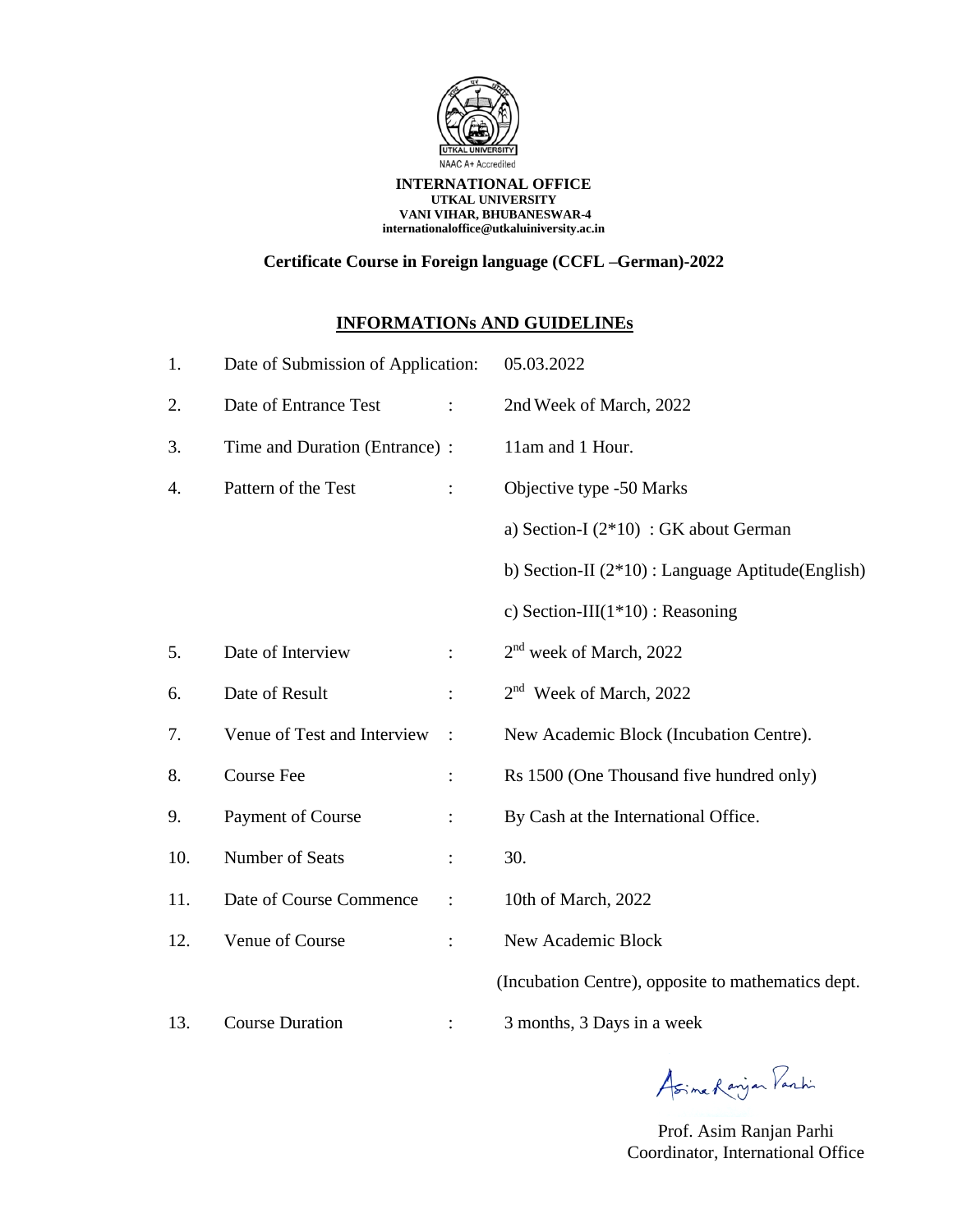NAAC A+ Accredited

**INTERNATIONAL OFFICE**
**UTKAL UNIVERSITY**
**VANI VIHAR, BHUBANESWAR-4**
**internationaloffice@utkaluniversity.ac.in**

**Certificate Course in Foreign language (CCFL –German)-2022**

## INFORMATIONs AND GUIDELINEs

| | | |
|---|---|---|
| 1. | Date of Submission of Application: | 05.03.2022 |
| 2. | Date of Entrance Test : | 2nd Week of March, 2022 |
| 3. | Time and Duration (Entrance) : | 11am and 1 Hour. |
| 4. | Pattern of the Test : | Objective type -50 Marks |
| | | a) Section-I (2*10) : GK about German |
| | | b) Section-II (2*10) : Language Aptitude(English) |
| | | c) Section-III(1*10) : Reasoning |
| 5. | Date of Interview : | 2nd week of March, 2022 |
| 6. | Date of Result : | 2nd Week of March, 2022 |
| 7. | Venue of Test and Interview : | New Academic Block (Incubation Centre). |
| 8. | Course Fee : | Rs 1500 (One Thousand five hundred only) |
| 9. | Payment of Course : | By Cash at the International Office. |
| 10. | Number of Seats : | 30. |
| 11. | Date of Course Commence : | 10th of March, 2022 |
| 12. | Venue of Course : | New Academic Block (Incubation Centre), opposite to mathematics dept. |
| 13. | Course Duration : | 3 months, 3 Days in a week |

Prof. Asim Ranjan Parhi
Coordinator, International Office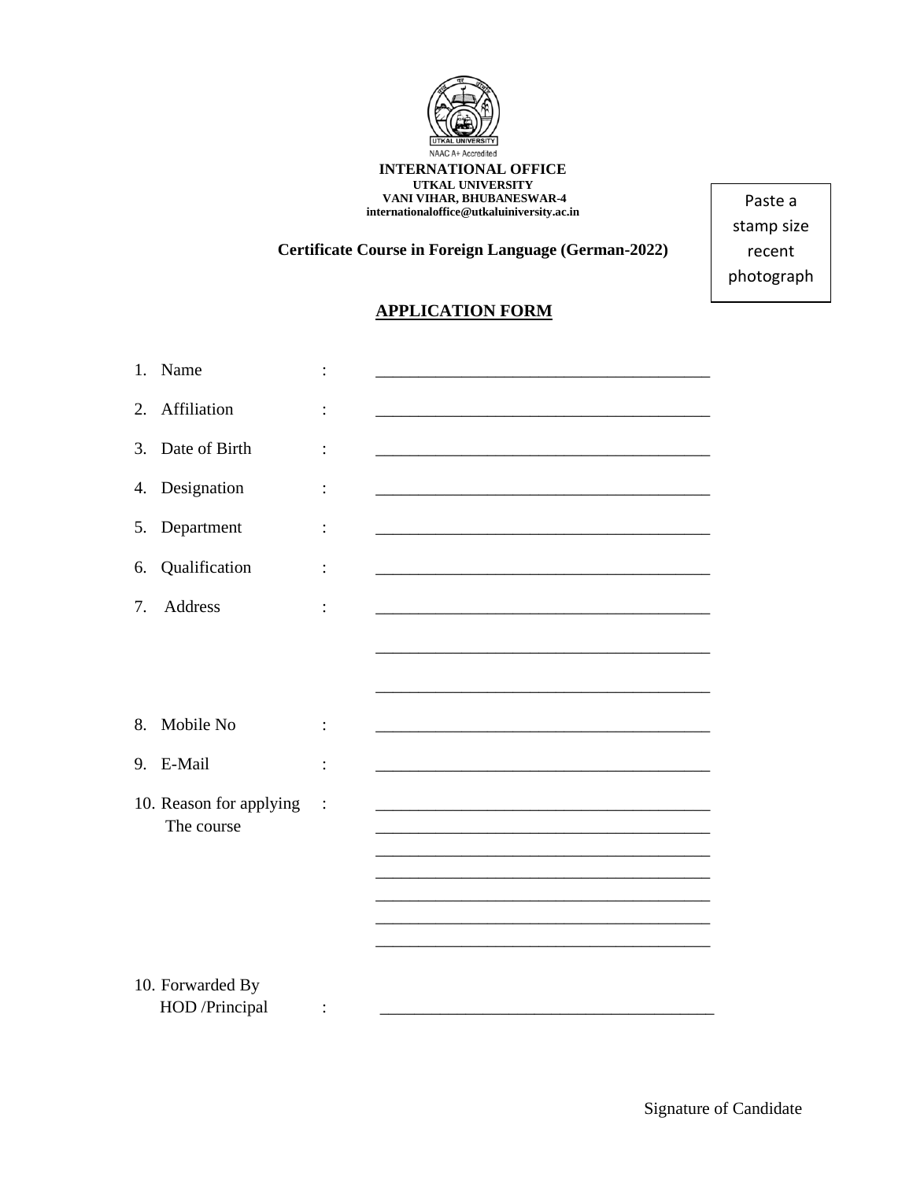UTKAL UNIVERSITY

NAAC A+ Accredited

**INTERNATIONAL OFFICE**
**UTKAL UNIVERSITY**
**VANI VIHAR, BHUBANESWAR-4**
**internationaloffice@utkaluniversity.ac.in**

Paste a stamp size recent photograph

**Certificate Course in Foreign Language (German-2022)**

## <u>APPLICATION FORM</u>

1. Name : ________________________________________

2. Affiliation : ________________________________________

3. Date of Birth : ________________________________________

4. Designation : ________________________________________

5. Department : ________________________________________

6. Qualification : ________________________________________

7. Address : ________________________________________

   ________________________________________

   ________________________________________

8. Mobile No : ________________________________________

9. E-Mail : ________________________________________

10. Reason for applying The course : ________________________________________

    ________________________________________

    ________________________________________

    ________________________________________

    ________________________________________

    ________________________________________

    ________________________________________

10. Forwarded By HOD /Principal : ________________________________________

Signature of Candidate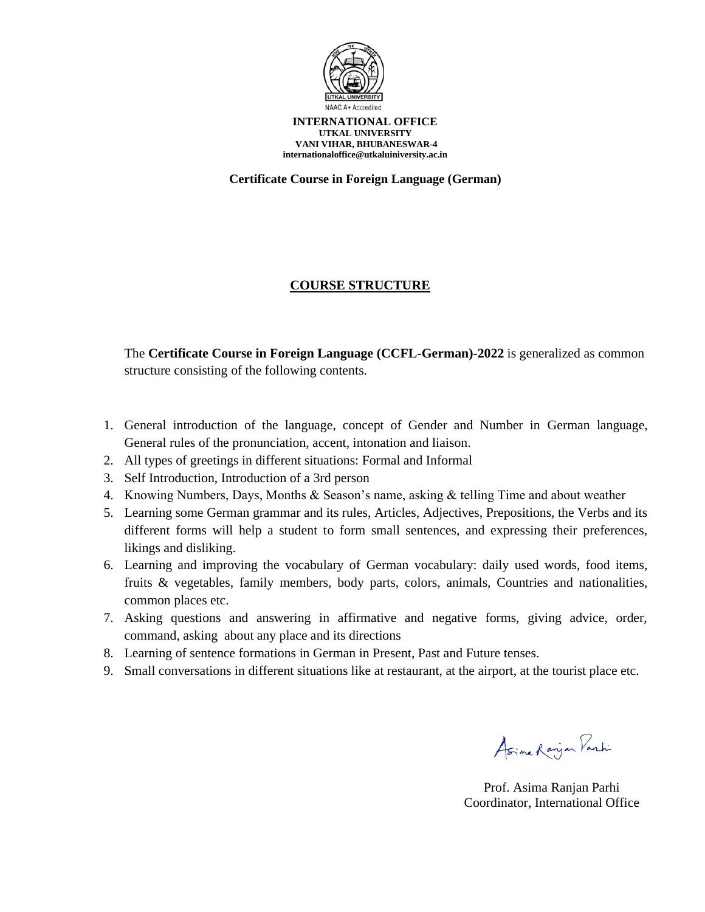NAAC A+ Accredited

**INTERNATIONAL OFFICE**
**UTKAL UNIVERSITY**
**VANI VIHAR, BHUBANESWAR-4**
**internationaloffice@utkaluiniversity.ac.in**

**Certificate Course in Foreign Language (German)**

## COURSE STRUCTURE

The **Certificate Course in Foreign Language (CCFL-German)-2022** is generalized as common structure consisting of the following contents.

1. General introduction of the language, concept of Gender and Number in German language, General rules of the pronunciation, accent, intonation and liaison.
2. All types of greetings in different situations: Formal and Informal
3. Self Introduction, Introduction of a 3rd person
4. Knowing Numbers, Days, Months & Season's name, asking & telling Time and about weather
5. Learning some German grammar and its rules, Articles, Adjectives, Prepositions, the Verbs and its different forms will help a student to form small sentences, and expressing their preferences, likings and disliking.
6. Learning and improving the vocabulary of German vocabulary: daily used words, food items, fruits & vegetables, family members, body parts, colors, animals, Countries and nationalities, common places etc.
7. Asking questions and answering in affirmative and negative forms, giving advice, order, command, asking about any place and its directions
8. Learning of sentence formations in German in Present, Past and Future tenses.
9. Small conversations in different situations like at restaurant, at the airport, at the tourist place etc.

Asima Ranjan Parhi

Prof. Asima Ranjan Parhi
Coordinator, International Office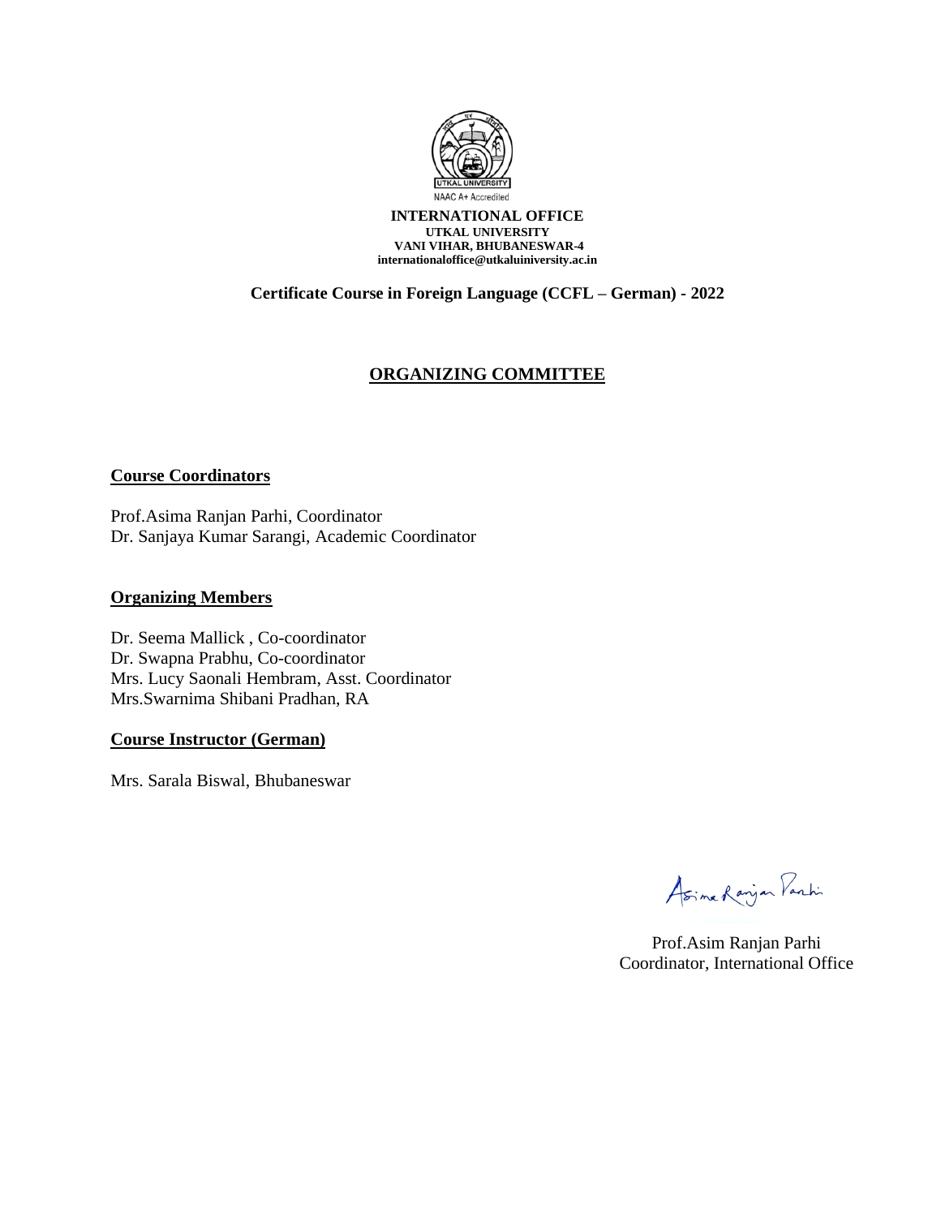UTKAL UNIVERSITY

NAAC A+ Accredited

**INTERNATIONAL OFFICE**
**UTKAL UNIVERSITY**
**VANI VIHAR, BHUBANESWAR-4**
**internationaloffice@utkaluiniversity.ac.in**

**Certificate Course in Foreign Language (CCFL – German) - 2022**

## ORGANIZING COMMITTEE

### Course Coordinators

Prof.Asima Ranjan Parhi, Coordinator
Dr. Sanjaya Kumar Sarangi, Academic Coordinator

### Organizing Members

Dr. Seema Mallick , Co-coordinator
Dr. Swapna Prabhu, Co-coordinator
Mrs. Lucy Saonali Hembram, Asst. Coordinator
Mrs.Swarnima Shibani Pradhan, RA

### Course Instructor (German)

Mrs. Sarala Biswal, Bhubaneswar

Asima Ranjan Parhi

Prof.Asim Ranjan Parhi
Coordinator, International Office